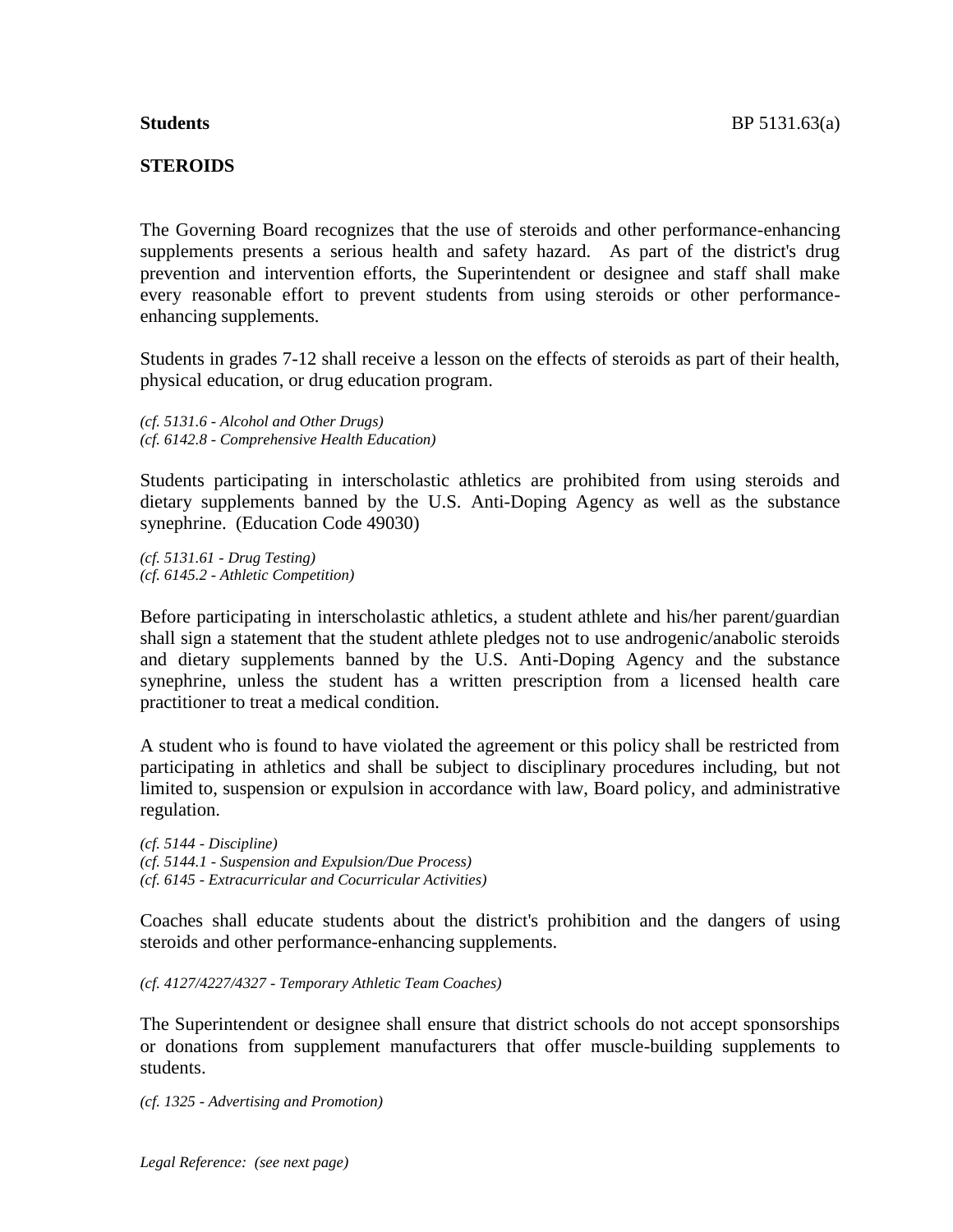**Students**

# STEROIDS

The Governing Board recognizes that the use of steroids and other performance-enhancing supplements presents a serious health and safety hazard. As part of the district's drug prevention and intervention efforts, the Superintendent or designee and staff shall make every reasonable effort to prevent students from using steroids or other performance-enhancing supplements.

Students in grades 7-12 shall receive a lesson on the effects of steroids as part of their health, physical education, or drug education program.

*(cf. 5131.6 - Alcohol and Other Drugs)*
*(cf. 6142.8 - Comprehensive Health Education)*

Students participating in interscholastic athletics are prohibited from using steroids and dietary supplements banned by the U.S. Anti-Doping Agency as well as the substance synephrine. (Education Code 49030)

*(cf. 5131.61 - Drug Testing)*
*(cf. 6145.2 - Athletic Competition)*

Before participating in interscholastic athletics, a student athlete and his/her parent/guardian shall sign a statement that the student athlete pledges not to use androgenic/anabolic steroids and dietary supplements banned by the U.S. Anti-Doping Agency and the substance synephrine, unless the student has a written prescription from a licensed health care practitioner to treat a medical condition.

A student who is found to have violated the agreement or this policy shall be restricted from participating in athletics and shall be subject to disciplinary procedures including, but not limited to, suspension or expulsion in accordance with law, Board policy, and administrative regulation.

*(cf. 5144 - Discipline)*
*(cf. 5144.1 - Suspension and Expulsion/Due Process)*
*(cf. 6145 - Extracurricular and Cocurricular Activities)*

Coaches shall educate students about the district's prohibition and the dangers of using steroids and other performance-enhancing supplements.

*(cf. 4127/4227/4327 - Temporary Athletic Team Coaches)*

The Superintendent or designee shall ensure that district schools do not accept sponsorships or donations from supplement manufacturers that offer muscle-building supplements to students.

*(cf. 1325 - Advertising and Promotion)*

*Legal Reference: (see next page)*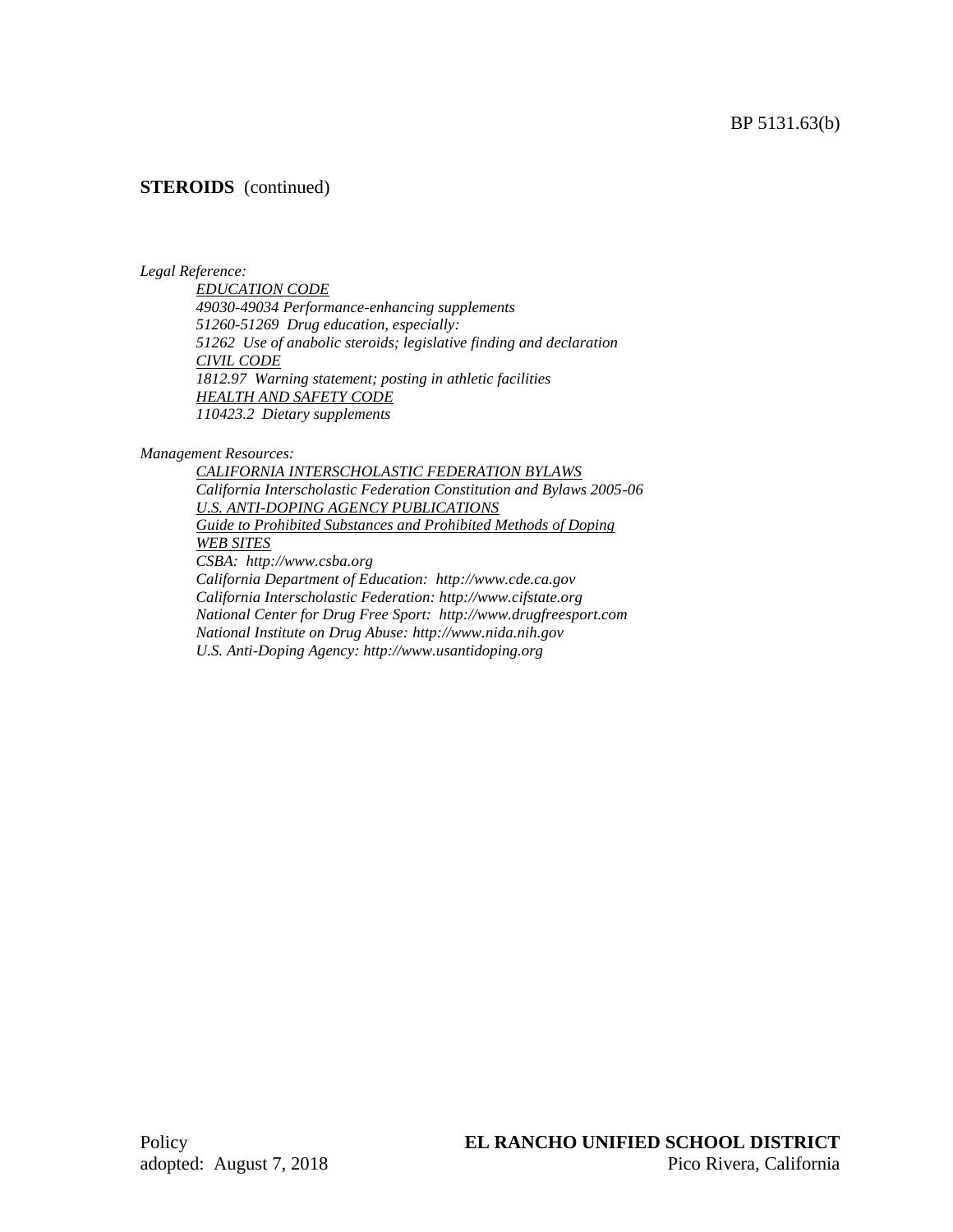**STEROIDS** (continued)

*Legal Reference:*

*EDUCATION CODE*
*49030-49034 Performance-enhancing supplements*
*51260-51269 Drug education, especially:*
*51262 Use of anabolic steroids; legislative finding and declaration*
*CIVIL CODE*
*1812.97 Warning statement; posting in athletic facilities*
*HEALTH AND SAFETY CODE*
*110423.2 Dietary supplements*

*Management Resources:*

*CALIFORNIA INTERSCHOLASTIC FEDERATION BYLAWS*
*California Interscholastic Federation Constitution and Bylaws 2005-06*
*U.S. ANTI-DOPING AGENCY PUBLICATIONS*
*Guide to Prohibited Substances and Prohibited Methods of Doping*
*WEB SITES*
*CSBA: http://www.csba.org*
*California Department of Education: http://www.cde.ca.gov*
*California Interscholastic Federation: http://www.cifstate.org*
*National Center for Drug Free Sport: http://www.drugfreesport.com*
*National Institute on Drug Abuse: http://www.nida.nih.gov*
*U.S. Anti-Doping Agency: http://www.usantidoping.org*

Policy
adopted: August 7, 2018

**EL RANCHO UNIFIED SCHOOL DISTRICT**
Pico Rivera, California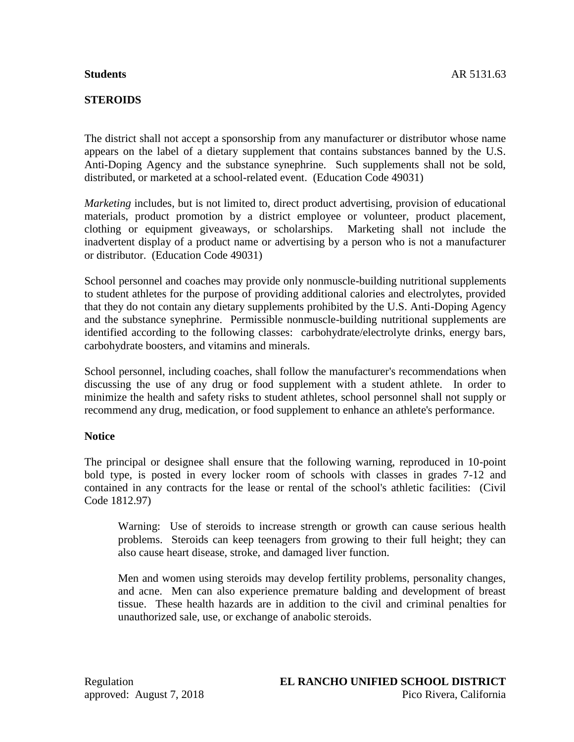**Students** AR 5131.63

## STEROIDS

The district shall not accept a sponsorship from any manufacturer or distributor whose name appears on the label of a dietary supplement that contains substances banned by the U.S. Anti-Doping Agency and the substance synephrine. Such supplements shall not be sold, distributed, or marketed at a school-related event. (Education Code 49031)

*Marketing* includes, but is not limited to, direct product advertising, provision of educational materials, product promotion by a district employee or volunteer, product placement, clothing or equipment giveaways, or scholarships. Marketing shall not include the inadvertent display of a product name or advertising by a person who is not a manufacturer or distributor. (Education Code 49031)

School personnel and coaches may provide only nonmuscle-building nutritional supplements to student athletes for the purpose of providing additional calories and electrolytes, provided that they do not contain any dietary supplements prohibited by the U.S. Anti-Doping Agency and the substance synephrine. Permissible nonmuscle-building nutritional supplements are identified according to the following classes: carbohydrate/electrolyte drinks, energy bars, carbohydrate boosters, and vitamins and minerals.

School personnel, including coaches, shall follow the manufacturer's recommendations when discussing the use of any drug or food supplement with a student athlete. In order to minimize the health and safety risks to student athletes, school personnel shall not supply or recommend any drug, medication, or food supplement to enhance an athlete's performance.

### Notice

The principal or designee shall ensure that the following warning, reproduced in 10-point bold type, is posted in every locker room of schools with classes in grades 7-12 and contained in any contracts for the lease or rental of the school's athletic facilities: (Civil Code 1812.97)

> Warning: Use of steroids to increase strength or growth can cause serious health problems. Steroids can keep teenagers from growing to their full height; they can also cause heart disease, stroke, and damaged liver function.
>
> Men and women using steroids may develop fertility problems, personality changes, and acne. Men can also experience premature balding and development of breast tissue. These health hazards are in addition to the civil and criminal penalties for unauthorized sale, use, or exchange of anabolic steroids.

Regulation approved: August 7, 2018

**EL RANCHO UNIFIED SCHOOL DISTRICT**
Pico Rivera, California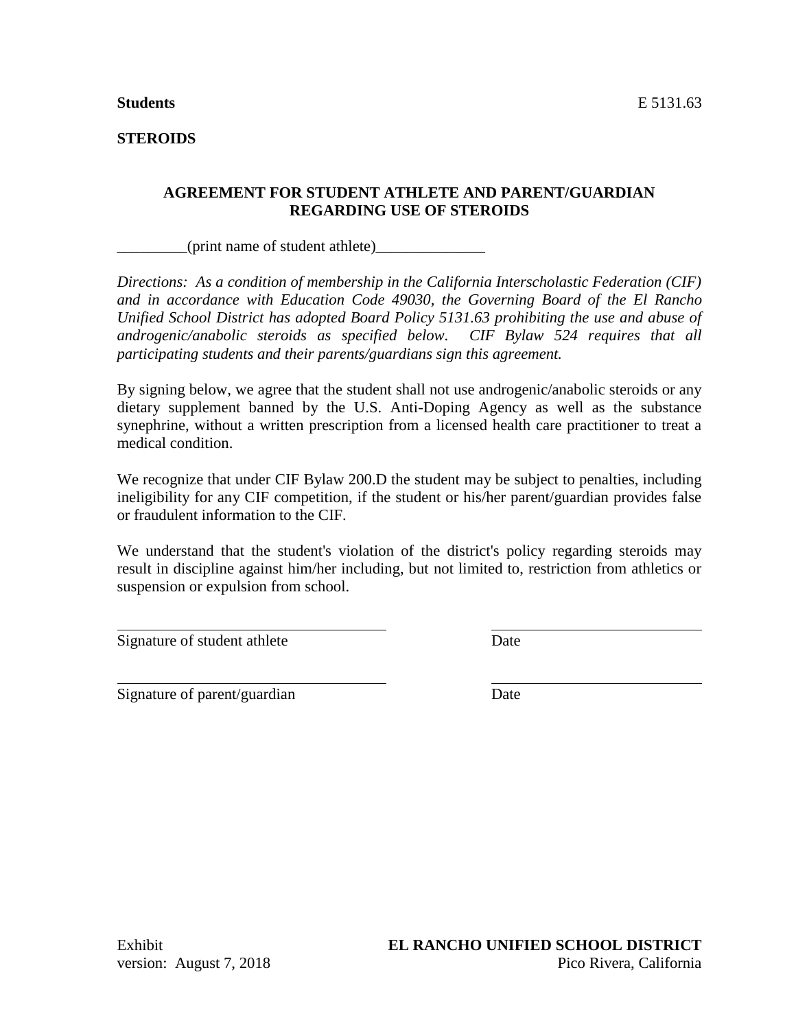**Students** E 5131.63

**STEROIDS**

## AGREEMENT FOR STUDENT ATHLETE AND PARENT/GUARDIAN REGARDING USE OF STEROIDS

_________(print name of student athlete)______________

*Directions: As a condition of membership in the California Interscholastic Federation (CIF) and in accordance with Education Code 49030, the Governing Board of the El Rancho Unified School District has adopted Board Policy 5131.63 prohibiting the use and abuse of androgenic/anabolic steroids as specified below. CIF Bylaw 524 requires that all participating students and their parents/guardians sign this agreement.*

By signing below, we agree that the student shall not use androgenic/anabolic steroids or any dietary supplement banned by the U.S. Anti-Doping Agency as well as the substance synephrine, without a written prescription from a licensed health care practitioner to treat a medical condition.

We recognize that under CIF Bylaw 200.D the student may be subject to penalties, including ineligibility for any CIF competition, if the student or his/her parent/guardian provides false or fraudulent information to the CIF.

We understand that the student's violation of the district's policy regarding steroids may result in discipline against him/her including, but not limited to, restriction from athletics or suspension or expulsion from school.

______________________________ ______________________
Signature of student athlete Date

______________________________ ______________________
Signature of parent/guardian Date

Exhibit
version: August 7, 2018

**EL RANCHO UNIFIED SCHOOL DISTRICT**
Pico Rivera, California